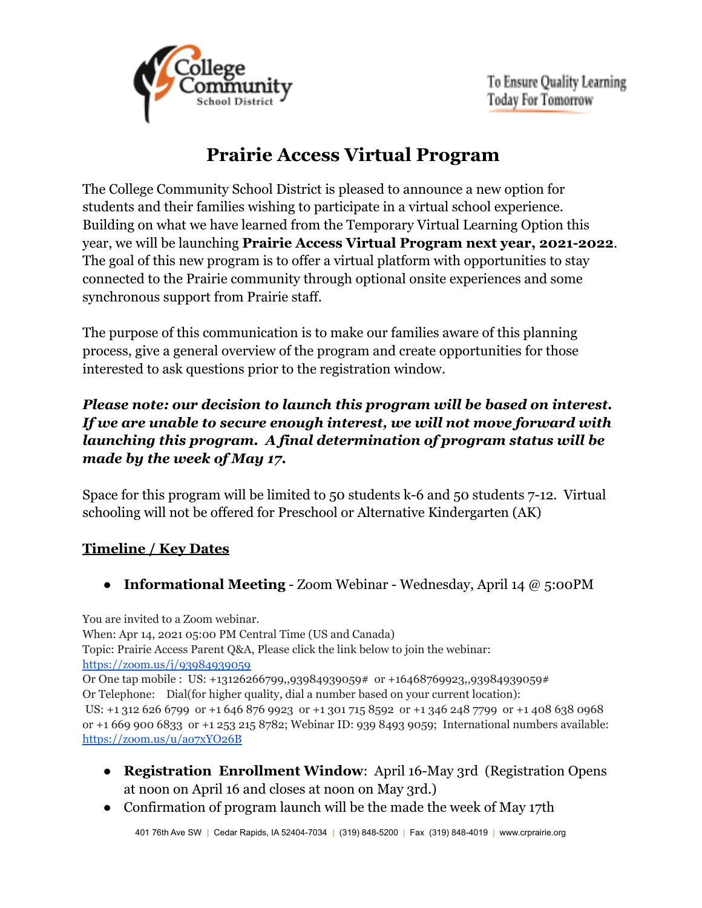College Community School District

To Ensure Quality Learning Today For Tomorrow

# Prairie Access Virtual Program

The College Community School District is pleased to announce a new option for students and their families wishing to participate in a virtual school experience. Building on what we have learned from the Temporary Virtual Learning Option this year, we will be launching **Prairie Access Virtual Program next year, 2021-2022**. The goal of this new program is to offer a virtual platform with opportunities to stay connected to the Prairie community through optional onsite experiences and some synchronous support from Prairie staff.

The purpose of this communication is to make our families aware of this planning process, give a general overview of the program and create opportunities for those interested to ask questions prior to the registration window.

***Please note: our decision to launch this program will be based on interest. If we are unable to secure enough interest, we will not move forward with launching this program. A final determination of program status will be made by the week of May 17.***

Space for this program will be limited to 50 students k-6 and 50 students 7-12. Virtual schooling will not be offered for Preschool or Alternative Kindergarten (AK)

## Timeline / Key Dates

- **Informational Meeting** - Zoom Webinar - Wednesday, April 14 @ 5:00PM

You are invited to a Zoom webinar.
When: Apr 14, 2021 05:00 PM Central Time (US and Canada)
Topic: Prairie Access Parent Q&A, Please click the link below to join the webinar:
https://zoom.us/j/93984939059
Or One tap mobile : US: +13126266799,,93984939059# or +16468769923,,93984939059#
Or Telephone: Dial(for higher quality, dial a number based on your current location):
US: +1 312 626 6799 or +1 646 876 9923 or +1 301 715 8592 or +1 346 248 7799 or +1 408 638 0968 or +1 669 900 6833 or +1 253 215 8782; Webinar ID: 939 8493 9059; International numbers available: https://zoom.us/u/a07xYO26B

- **Registration Enrollment Window**: April 16-May 3rd (Registration Opens at noon on April 16 and closes at noon on May 3rd.)
- Confirmation of program launch will be the made the week of May 17th

401 76th Ave SW | Cedar Rapids, IA 52404-7034 | (319) 848-5200 | Fax (319) 848-4019 | www.crprairie.org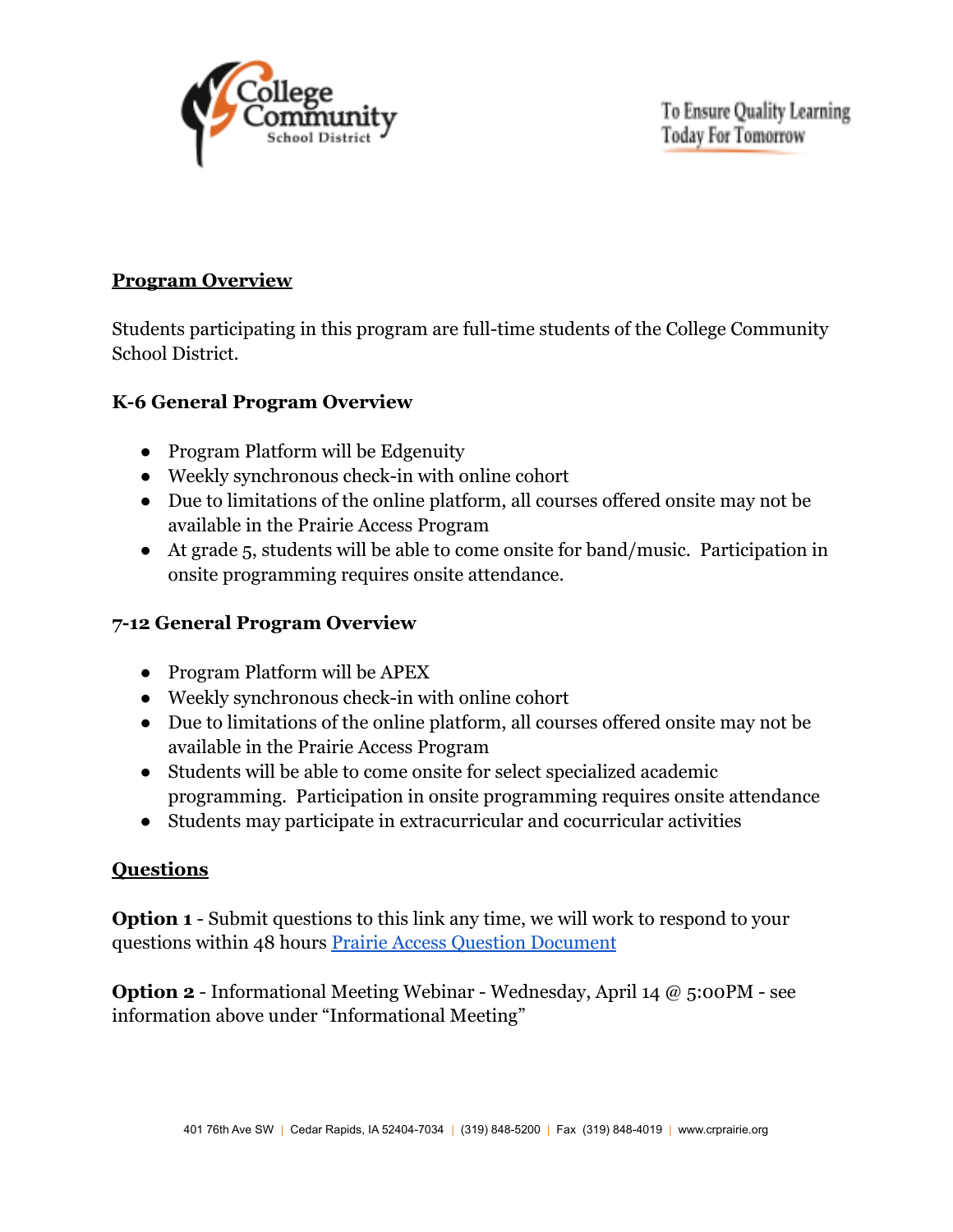## Program Overview

Students participating in this program are full-time students of the College Community School District.

### K-6 General Program Overview

- Program Platform will be Edgenuity
- Weekly synchronous check-in with online cohort
- Due to limitations of the online platform, all courses offered onsite may not be available in the Prairie Access Program
- At grade 5, students will be able to come onsite for band/music. Participation in onsite programming requires onsite attendance.

### 7-12 General Program Overview

- Program Platform will be APEX
- Weekly synchronous check-in with online cohort
- Due to limitations of the online platform, all courses offered onsite may not be available in the Prairie Access Program
- Students will be able to come onsite for select specialized academic programming. Participation in onsite programming requires onsite attendance
- Students may participate in extracurricular and cocurricular activities

## Questions

**Option 1** - Submit questions to this link any time, we will work to respond to your questions within 48 hours Prairie Access Question Document

**Option 2** - Informational Meeting Webinar - Wednesday, April 14 @ 5:00PM - see information above under "Informational Meeting"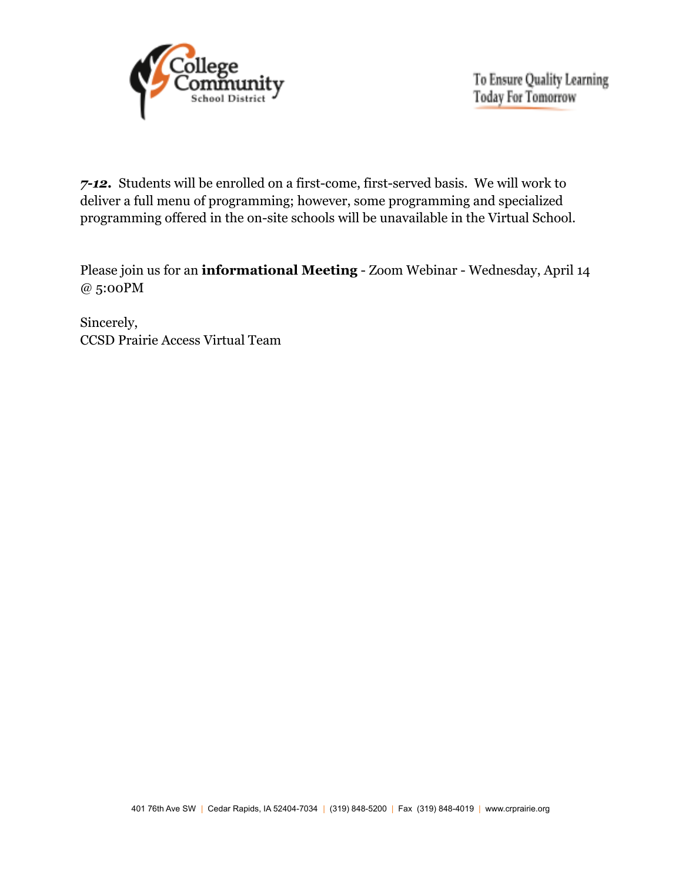***7-12.*** Students will be enrolled on a first-come, first-served basis. We will work to deliver a full menu of programming; however, some programming and specialized programming offered in the on-site schools will be unavailable in the Virtual School.

Please join us for an **informational Meeting** - Zoom Webinar - Wednesday, April 14 @ 5:00PM

Sincerely,
CCSD Prairie Access Virtual Team